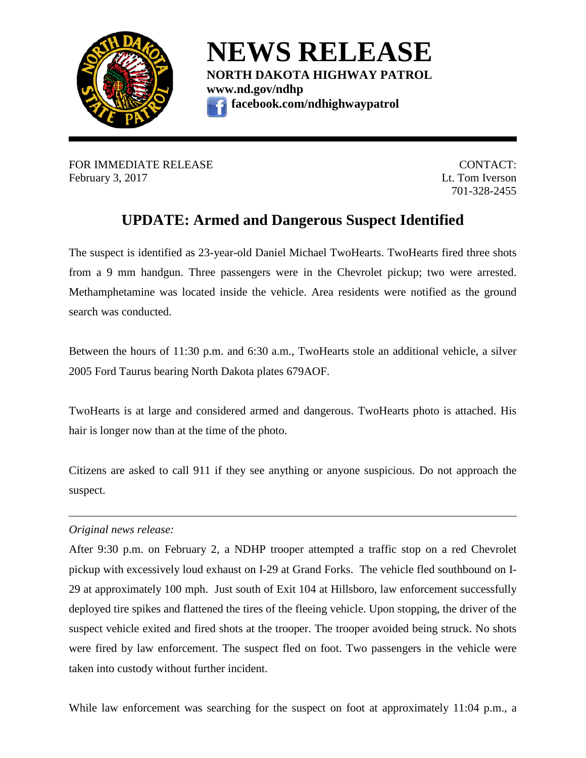# NEWS RELEASE

**NORTH DAKOTA HIGHWAY PATROL**
**www.nd.gov/ndhp**
**facebook.com/ndhighwaypatrol**

---

FOR IMMEDIATE RELEASE
February 3, 2017

CONTACT:
Lt. Tom Iverson
701-328-2455

## UPDATE: Armed and Dangerous Suspect Identified

The suspect is identified as 23-year-old Daniel Michael TwoHearts. TwoHearts fired three shots from a 9 mm handgun. Three passengers were in the Chevrolet pickup; two were arrested. Methamphetamine was located inside the vehicle. Area residents were notified as the ground search was conducted.

Between the hours of 11:30 p.m. and 6:30 a.m., TwoHearts stole an additional vehicle, a silver 2005 Ford Taurus bearing North Dakota plates 679AOF.

TwoHearts is at large and considered armed and dangerous. TwoHearts photo is attached. His hair is longer now than at the time of the photo.

Citizens are asked to call 911 if they see anything or anyone suspicious. Do not approach the suspect.

---

*Original news release:*

After 9:30 p.m. on February 2, a NDHP trooper attempted a traffic stop on a red Chevrolet pickup with excessively loud exhaust on I-29 at Grand Forks. The vehicle fled southbound on I-29 at approximately 100 mph. Just south of Exit 104 at Hillsboro, law enforcement successfully deployed tire spikes and flattened the tires of the fleeing vehicle. Upon stopping, the driver of the suspect vehicle exited and fired shots at the trooper. The trooper avoided being struck. No shots were fired by law enforcement. The suspect fled on foot. Two passengers in the vehicle were taken into custody without further incident.

While law enforcement was searching for the suspect on foot at approximately 11:04 p.m., a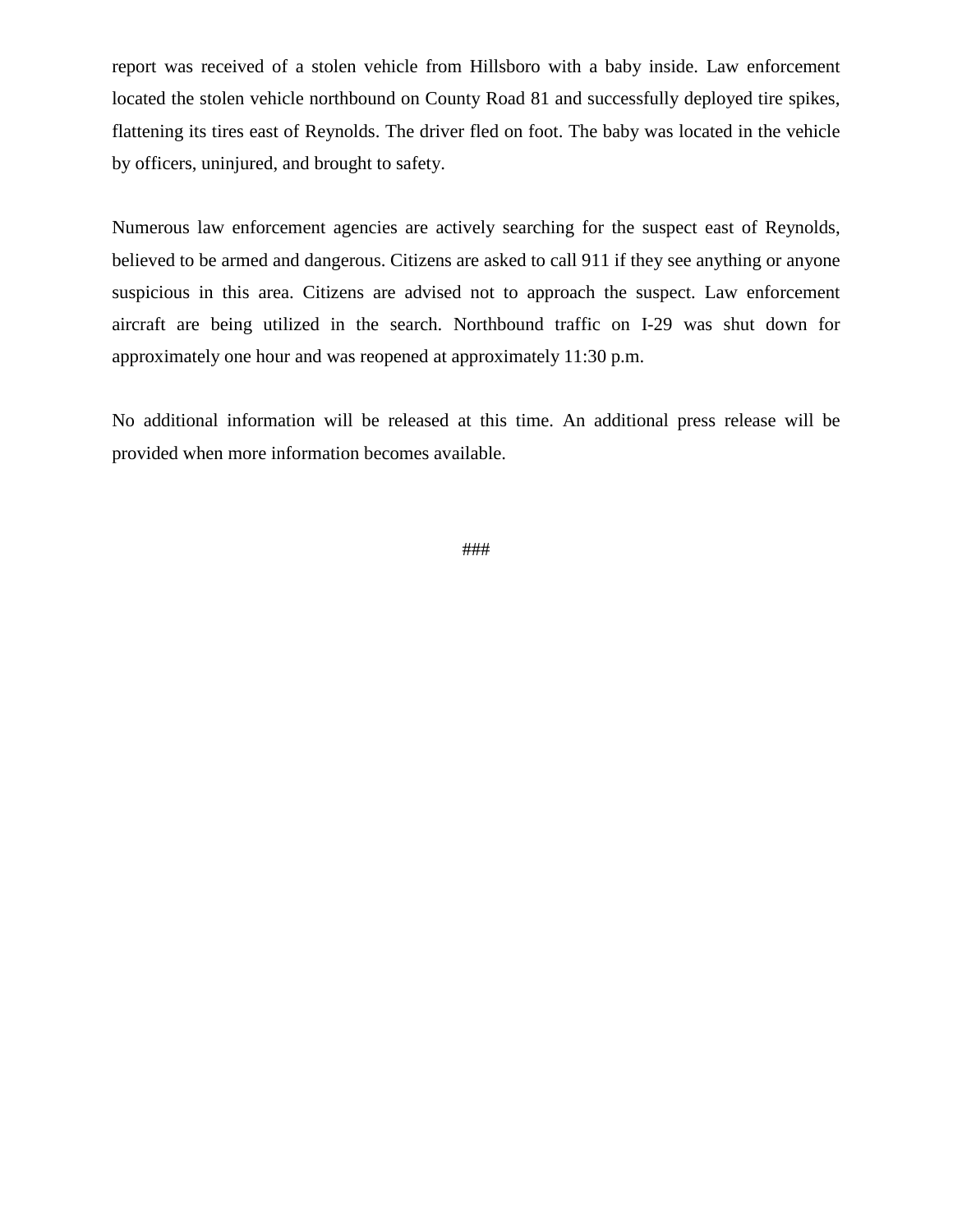report was received of a stolen vehicle from Hillsboro with a baby inside. Law enforcement located the stolen vehicle northbound on County Road 81 and successfully deployed tire spikes, flattening its tires east of Reynolds. The driver fled on foot. The baby was located in the vehicle by officers, uninjured, and brought to safety.

Numerous law enforcement agencies are actively searching for the suspect east of Reynolds, believed to be armed and dangerous. Citizens are asked to call 911 if they see anything or anyone suspicious in this area. Citizens are advised not to approach the suspect. Law enforcement aircraft are being utilized in the search. Northbound traffic on I-29 was shut down for approximately one hour and was reopened at approximately 11:30 p.m.

No additional information will be released at this time. An additional press release will be provided when more information becomes available.

###